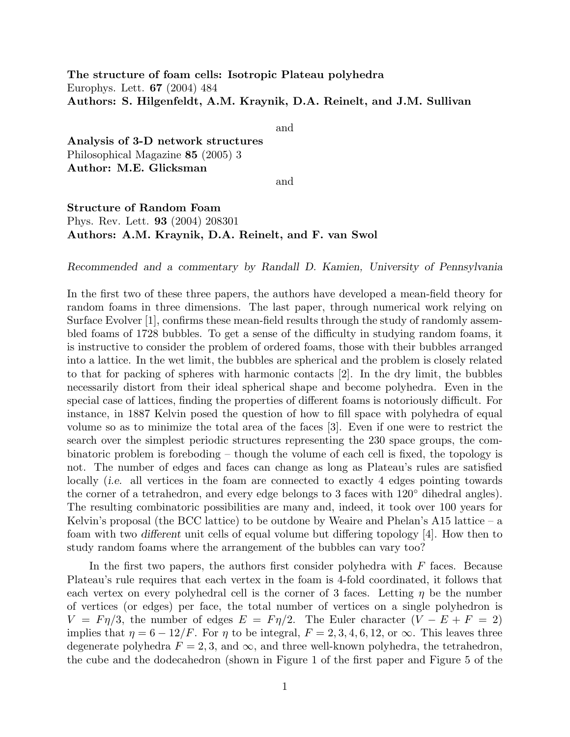**The structure of foam cells: Isotropic Plateau polyhedra**
Europhys. Lett. **67** (2004) 484
**Authors: S. Hilgenfeldt, A.M. Kraynik, D.A. Reinelt, and J.M. Sullivan**

and

**Analysis of 3-D network structures**
Philosophical Magazine **85** (2005) 3
**Author: M.E. Glicksman**

and

**Structure of Random Foam**
Phys. Rev. Lett. **93** (2004) 208301
**Authors: A.M. Kraynik, D.A. Reinelt, and F. van Swol**

*Recommended and a commentary by Randall D. Kamien, University of Pennsylvania*

In the first two of these three papers, the authors have developed a mean-field theory for random foams in three dimensions. The last paper, through numerical work relying on Surface Evolver [1], confirms these mean-field results through the study of randomly assembled foams of 1728 bubbles. To get a sense of the difficulty in studying random foams, it is instructive to consider the problem of ordered foams, those with their bubbles arranged into a lattice. In the wet limit, the bubbles are spherical and the problem is closely related to that for packing of spheres with harmonic contacts [2]. In the dry limit, the bubbles necessarily distort from their ideal spherical shape and become polyhedra. Even in the special case of lattices, finding the properties of different foams is notoriously difficult. For instance, in 1887 Kelvin posed the question of how to fill space with polyhedra of equal volume so as to minimize the total area of the faces [3]. Even if one were to restrict the search over the simplest periodic structures representing the 230 space groups, the combinatoric problem is foreboding – though the volume of each cell is fixed, the topology is not. The number of edges and faces can change as long as Plateau's rules are satisfied locally (*i.e.* all vertices in the foam are connected to exactly 4 edges pointing towards the corner of a tetrahedron, and every edge belongs to 3 faces with 120° dihedral angles). The resulting combinatoric possibilities are many and, indeed, it took over 100 years for Kelvin's proposal (the BCC lattice) to be outdone by Weaire and Phelan's A15 lattice – a foam with two *different* unit cells of equal volume but differing topology [4]. How then to study random foams where the arrangement of the bubbles can vary too?

In the first two papers, the authors first consider polyhedra with $F$ faces. Because Plateau's rule requires that each vertex in the foam is 4-fold coordinated, it follows that each vertex on every polyhedral cell is the corner of 3 faces. Letting $\eta$ be the number of vertices (or edges) per face, the total number of vertices on a single polyhedron is $V = F\eta/3$, the number of edges $E = F\eta/2$. The Euler character ($V - E + F = 2$) implies that $\eta = 6 - 12/F$. For $\eta$ to be integral, $F = 2, 3, 4, 6, 12$, or $\infty$. This leaves three degenerate polyhedra $F = 2, 3$, and $\infty$, and three well-known polyhedra, the tetrahedron, the cube and the dodecahedron (shown in Figure 1 of the first paper and Figure 5 of the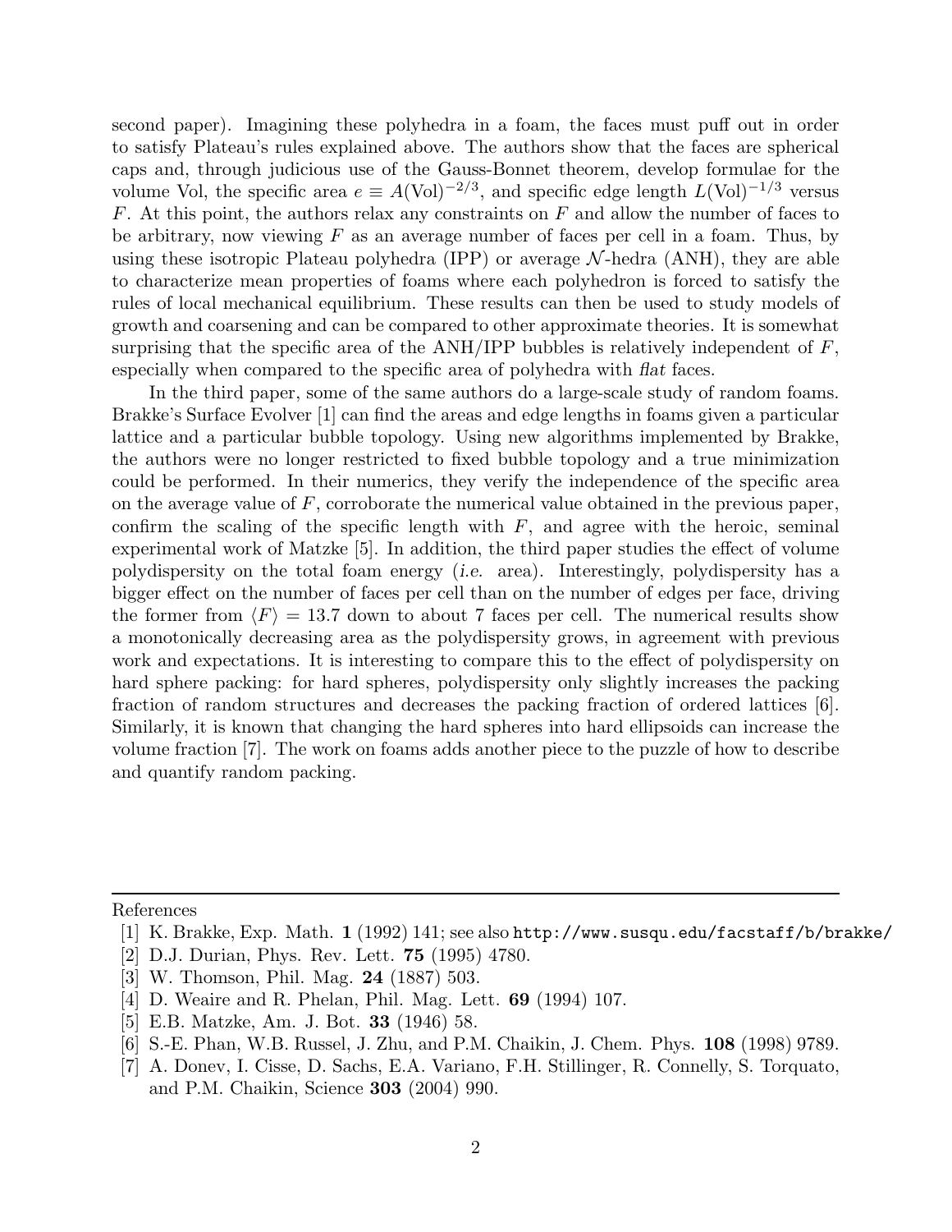second paper). Imagining these polyhedra in a foam, the faces must puff out in order to satisfy Plateau's rules explained above. The authors show that the faces are spherical caps and, through judicious use of the Gauss-Bonnet theorem, develop formulae for the volume Vol, the specific area $e \equiv A(\mathrm{Vol})^{-2/3}$, and specific edge length $L(\mathrm{Vol})^{-1/3}$ versus $F$. At this point, the authors relax any constraints on $F$ and allow the number of faces to be arbitrary, now viewing $F$ as an average number of faces per cell in a foam. Thus, by using these isotropic Plateau polyhedra (IPP) or average $\mathcal{N}$-hedra (ANH), they are able to characterize mean properties of foams where each polyhedron is forced to satisfy the rules of local mechanical equilibrium. These results can then be used to study models of growth and coarsening and can be compared to other approximate theories. It is somewhat surprising that the specific area of the ANH/IPP bubbles is relatively independent of $F$, especially when compared to the specific area of polyhedra with *flat* faces.

In the third paper, some of the same authors do a large-scale study of random foams. Brakke's Surface Evolver [1] can find the areas and edge lengths in foams given a particular lattice and a particular bubble topology. Using new algorithms implemented by Brakke, the authors were no longer restricted to fixed bubble topology and a true minimization could be performed. In their numerics, they verify the independence of the specific area on the average value of $F$, corroborate the numerical value obtained in the previous paper, confirm the scaling of the specific length with $F$, and agree with the heroic, seminal experimental work of Matzke [5]. In addition, the third paper studies the effect of volume polydispersity on the total foam energy (*i.e.* area). Interestingly, polydispersity has a bigger effect on the number of faces per cell than on the number of edges per face, driving the former from $\langle F \rangle = 13.7$ down to about 7 faces per cell. The numerical results show a monotonically decreasing area as the polydispersity grows, in agreement with previous work and expectations. It is interesting to compare this to the effect of polydispersity on hard sphere packing: for hard spheres, polydispersity only slightly increases the packing fraction of random structures and decreases the packing fraction of ordered lattices [6]. Similarly, it is known that changing the hard spheres into hard ellipsoids can increase the volume fraction [7]. The work on foams adds another piece to the puzzle of how to describe and quantify random packing.

---

References

[1] K. Brakke, Exp. Math. **1** (1992) 141; see also `http://www.susqu.edu/facstaff/b/brakke/`

[2] D.J. Durian, Phys. Rev. Lett. **75** (1995) 4780.

[3] W. Thomson, Phil. Mag. **24** (1887) 503.

[4] D. Weaire and R. Phelan, Phil. Mag. Lett. **69** (1994) 107.

[5] E.B. Matzke, Am. J. Bot. **33** (1946) 58.

[6] S.-E. Phan, W.B. Russel, J. Zhu, and P.M. Chaikin, J. Chem. Phys. **108** (1998) 9789.

[7] A. Donev, I. Cisse, D. Sachs, E.A. Variano, F.H. Stillinger, R. Connelly, S. Torquato, and P.M. Chaikin, Science **303** (2004) 990.